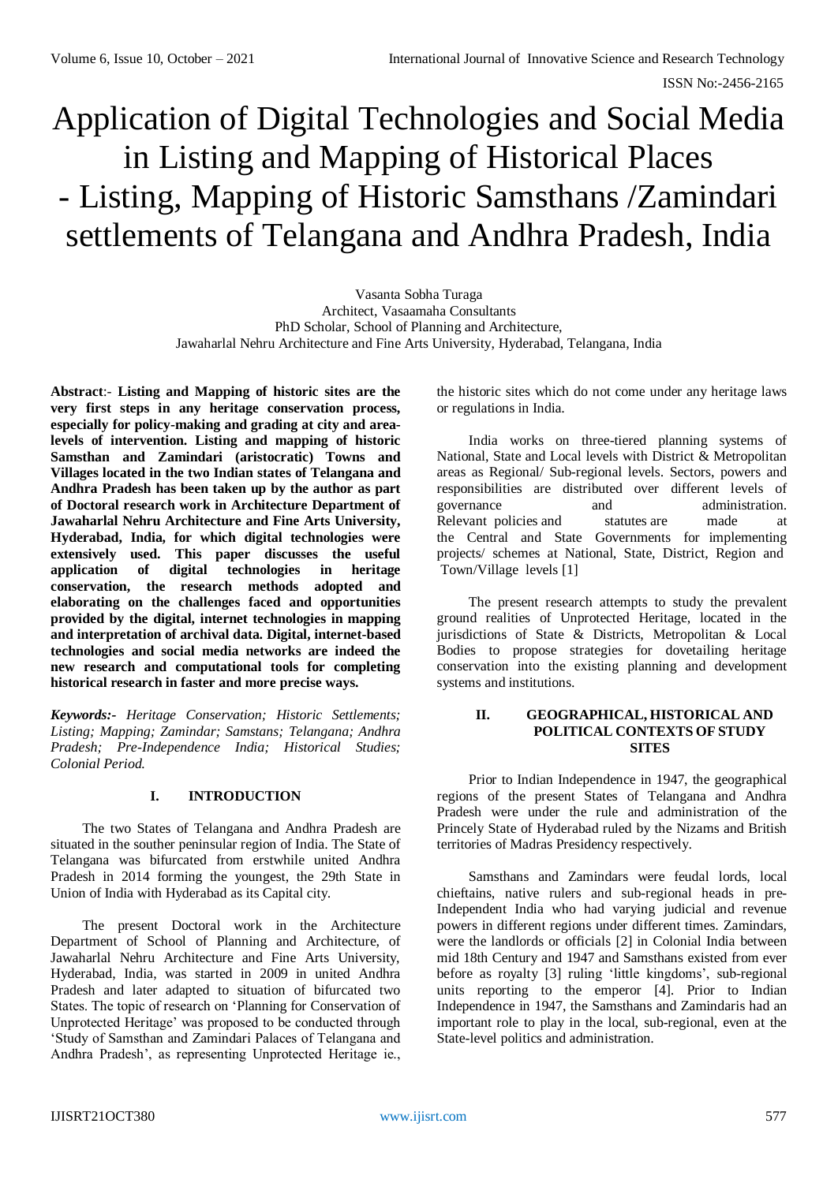# Application of Digital Technologies and Social Media in Listing and Mapping of Historical Places - Listing, Mapping of Historic Samsthans /Zamindari settlements of Telangana and Andhra Pradesh, India

Vasanta Sobha Turaga
Architect, Vasaamaha Consultants
PhD Scholar, School of Planning and Architecture,
Jawaharlal Nehru Architecture and Fine Arts University, Hyderabad, Telangana, India

**Abstract**:- **Listing and Mapping of historic sites are the very first steps in any heritage conservation process, especially for policy-making and grading at city and area-levels of intervention. Listing and mapping of historic Samsthan and Zamindari (aristocratic) Towns and Villages located in the two Indian states of Telangana and Andhra Pradesh has been taken up by the author as part of Doctoral research work in Architecture Department of Jawaharlal Nehru Architecture and Fine Arts University, Hyderabad, India, for which digital technologies were extensively used. This paper discusses the useful application of digital technologies in heritage conservation, the research methods adopted and elaborating on the challenges faced and opportunities provided by the digital, internet technologies in mapping and interpretation of archival data. Digital, internet-based technologies and social media networks are indeed the new research and computational tools for completing historical research in faster and more precise ways.**

***Keywords:-*** *Heritage Conservation; Historic Settlements; Listing; Mapping; Zamindar; Samstans; Telangana; Andhra Pradesh; Pre-Independence India; Historical Studies; Colonial Period.*

## I. INTRODUCTION

The two States of Telangana and Andhra Pradesh are situated in the souther peninsular region of India. The State of Telangana was bifurcated from erstwhile united Andhra Pradesh in 2014 forming the youngest, the 29th State in Union of India with Hyderabad as its Capital city.

The present Doctoral work in the Architecture Department of School of Planning and Architecture, of Jawaharlal Nehru Architecture and Fine Arts University, Hyderabad, India, was started in 2009 in united Andhra Pradesh and later adapted to situation of bifurcated two States. The topic of research on 'Planning for Conservation of Unprotected Heritage' was proposed to be conducted through 'Study of Samsthan and Zamindari Palaces of Telangana and Andhra Pradesh', as representing Unprotected Heritage ie., the historic sites which do not come under any heritage laws or regulations in India.

India works on three-tiered planning systems of National, State and Local levels with District & Metropolitan areas as Regional/ Sub-regional levels. Sectors, powers and responsibilities are distributed over different levels of governance and administration. Relevant policies and statutes are made at the Central and State Governments for implementing projects/ schemes at National, State, District, Region and Town/Village levels [1]

The present research attempts to study the prevalent ground realities of Unprotected Heritage, located in the jurisdictions of State & Districts, Metropolitan & Local Bodies to propose strategies for dovetailing heritage conservation into the existing planning and development systems and institutions.

## II. GEOGRAPHICAL, HISTORICAL AND POLITICAL CONTEXTS OF STUDY SITES

Prior to Indian Independence in 1947, the geographical regions of the present States of Telangana and Andhra Pradesh were under the rule and administration of the Princely State of Hyderabad ruled by the Nizams and British territories of Madras Presidency respectively.

Samsthans and Zamindars were feudal lords, local chieftains, native rulers and sub-regional heads in pre-Independent India who had varying judicial and revenue powers in different regions under different times. Zamindars, were the landlords or officials [2] in Colonial India between mid 18th Century and 1947 and Samsthans existed from ever before as royalty [3] ruling 'little kingdoms', sub-regional units reporting to the emperor [4]. Prior to Indian Independence in 1947, the Samsthans and Zamindaris had an important role to play in the local, sub-regional, even at the State-level politics and administration.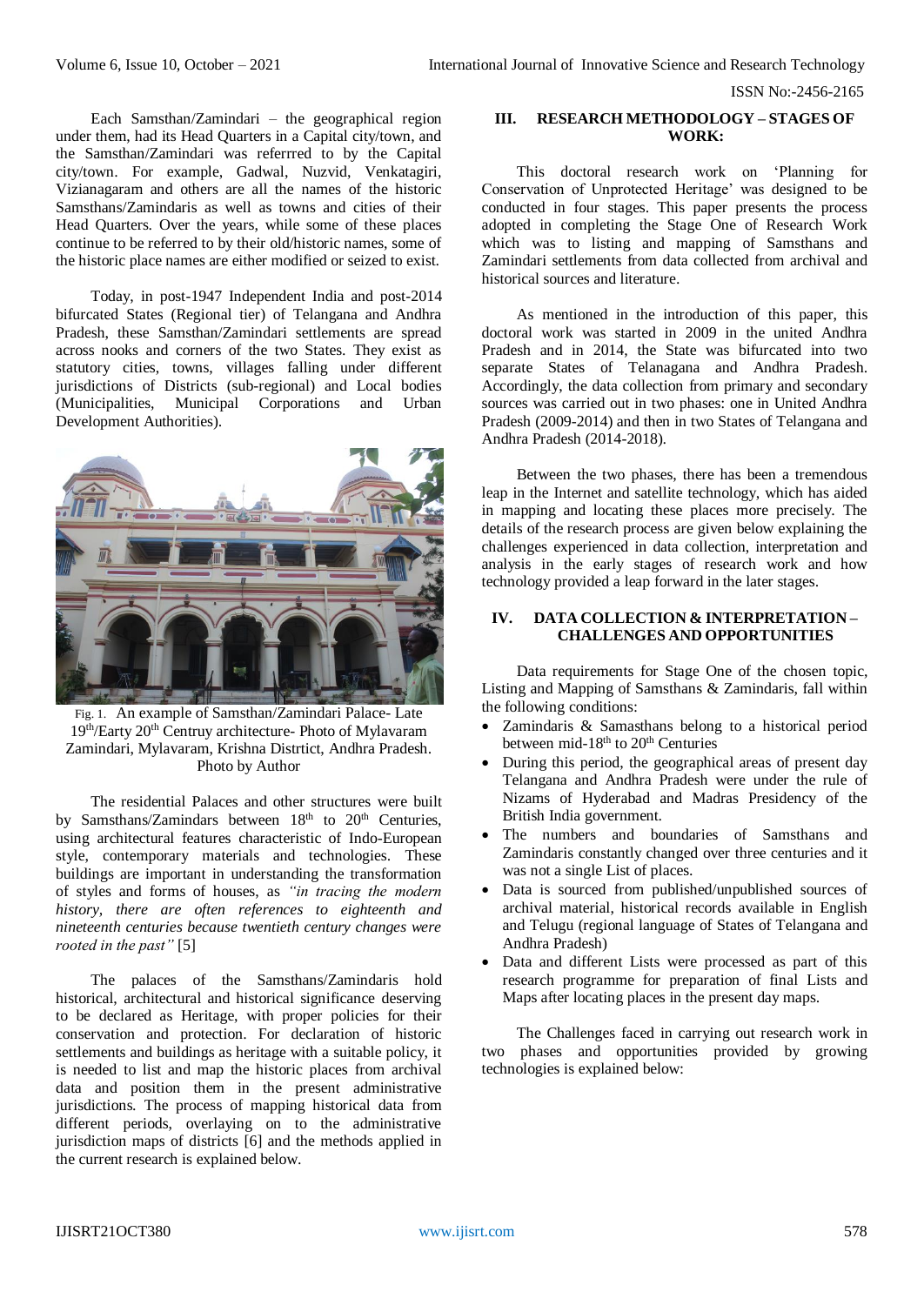Each Samsthan/Zamindari – the geographical region under them, had its Head Quarters in a Capital city/town, and the Samsthan/Zamindari was referrred to by the Capital city/town. For example, Gadwal, Nuzvid, Venkatagiri, Vizianagaram and others are all the names of the historic Samsthans/Zamindaris as well as towns and cities of their Head Quarters. Over the years, while some of these places continue to be referred to by their old/historic names, some of the historic place names are either modified or seized to exist.

Today, in post-1947 Independent India and post-2014 bifurcated States (Regional tier) of Telangana and Andhra Pradesh, these Samsthan/Zamindari settlements are spread across nooks and corners of the two States. They exist as statutory cities, towns, villages falling under different jurisdictions of Districts (sub-regional) and Local bodies (Municipalities, Municipal Corporations and Urban Development Authorities).

Fig. 1. An example of Samsthan/Zamindari Palace- Late 19th/Earty 20th Centruy architecture- Photo of Mylavaram Zamindari, Mylavaram, Krishna Distrtict, Andhra Pradesh. Photo by Author

The residential Palaces and other structures were built by Samsthans/Zamindars between 18th to 20th Centuries, using architectural features characteristic of Indo-European style, contemporary materials and technologies. These buildings are important in understanding the transformation of styles and forms of houses, as *"in tracing the modern history, there are often references to eighteenth and nineteenth centuries because twentieth century changes were rooted in the past"* [5]

The palaces of the Samsthans/Zamindaris hold historical, architectural and historical significance deserving to be declared as Heritage, with proper policies for their conservation and protection. For declaration of historic settlements and buildings as heritage with a suitable policy, it is needed to list and map the historic places from archival data and position them in the present administrative jurisdictions. The process of mapping historical data from different periods, overlaying on to the administrative jurisdiction maps of districts [6] and the methods applied in the current research is explained below.

## III. RESEARCH METHODOLOGY – STAGES OF WORK:

This doctoral research work on 'Planning for Conservation of Unprotected Heritage' was designed to be conducted in four stages. This paper presents the process adopted in completing the Stage One of Research Work which was to listing and mapping of Samsthans and Zamindari settlements from data collected from archival and historical sources and literature.

As mentioned in the introduction of this paper, this doctoral work was started in 2009 in the united Andhra Pradesh and in 2014, the State was bifurcated into two separate States of Telanagana and Andhra Pradesh. Accordingly, the data collection from primary and secondary sources was carried out in two phases: one in United Andhra Pradesh (2009-2014) and then in two States of Telangana and Andhra Pradesh (2014-2018).

Between the two phases, there has been a tremendous leap in the Internet and satellite technology, which has aided in mapping and locating these places more precisely. The details of the research process are given below explaining the challenges experienced in data collection, interpretation and analysis in the early stages of research work and how technology provided a leap forward in the later stages.

## IV. DATA COLLECTION & INTERPRETATION – CHALLENGES AND OPPORTUNITIES

Data requirements for Stage One of the chosen topic, Listing and Mapping of Samsthans & Zamindaris, fall within the following conditions:

- Zamindaris & Samasthans belong to a historical period between mid-18th to 20th Centuries
- During this period, the geographical areas of present day Telangana and Andhra Pradesh were under the rule of Nizams of Hyderabad and Madras Presidency of the British India government.
- The numbers and boundaries of Samsthans and Zamindaris constantly changed over three centuries and it was not a single List of places.
- Data is sourced from published/unpublished sources of archival material, historical records available in English and Telugu (regional language of States of Telangana and Andhra Pradesh)
- Data and different Lists were processed as part of this research programme for preparation of final Lists and Maps after locating places in the present day maps.

The Challenges faced in carrying out research work in two phases and opportunities provided by growing technologies is explained below: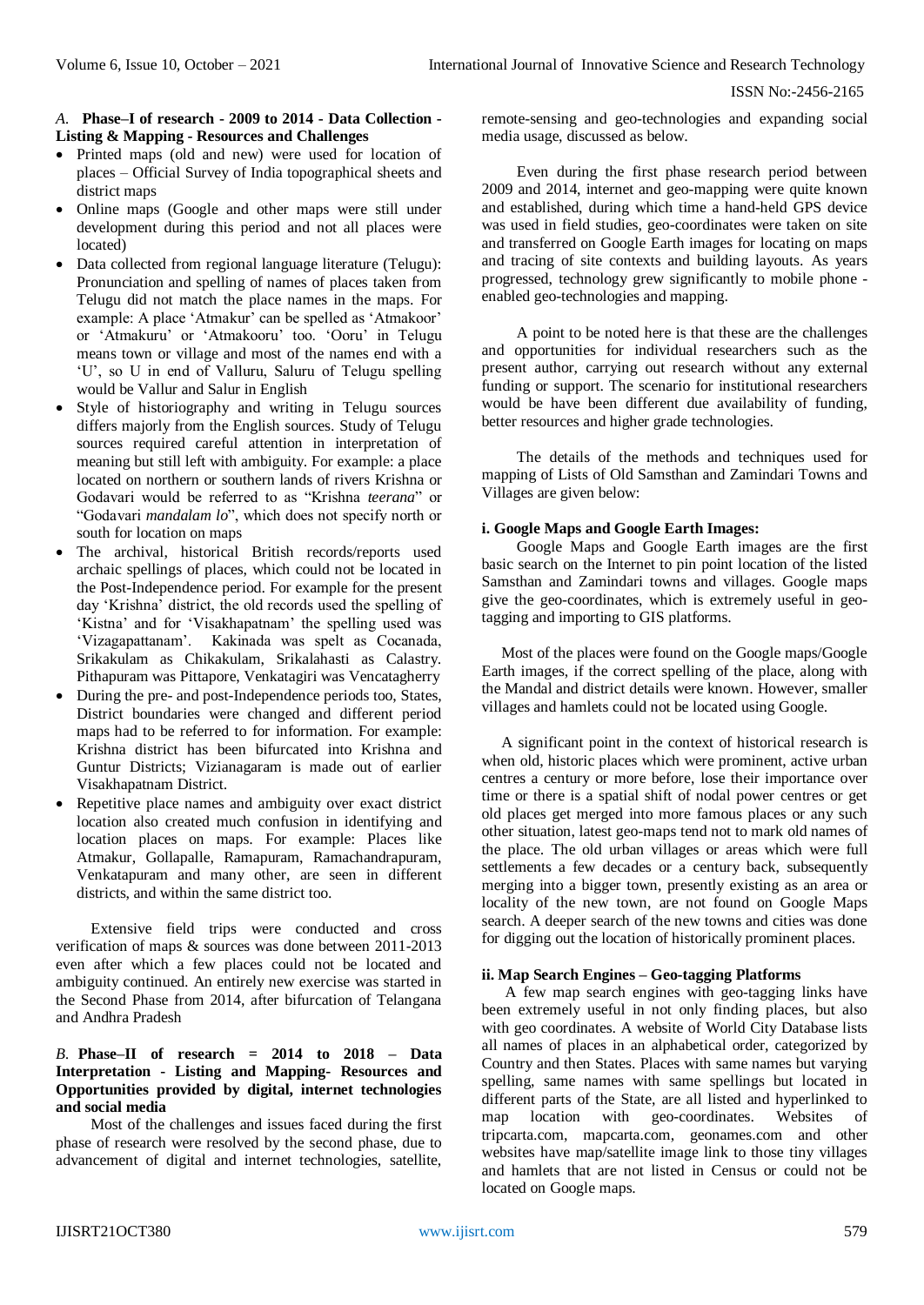### A. Phase–I of research - 2009 to 2014 - Data Collection - Listing & Mapping - Resources and Challenges

- Printed maps (old and new) were used for location of places – Official Survey of India topographical sheets and district maps
- Online maps (Google and other maps were still under development during this period and not all places were located)
- Data collected from regional language literature (Telugu): Pronunciation and spelling of names of places taken from Telugu did not match the place names in the maps. For example: A place 'Atmakur' can be spelled as 'Atmakoor' or 'Atmakuru' or 'Atmakooru' too. 'Ooru' in Telugu means town or village and most of the names end with a 'U', so U in end of Valluru, Saluru of Telugu spelling would be Vallur and Salur in English
- Style of historiography and writing in Telugu sources differs majorly from the English sources. Study of Telugu sources required careful attention in interpretation of meaning but still left with ambiguity. For example: a place located on northern or southern lands of rivers Krishna or Godavari would be referred to as "Krishna *teerana*" or "Godavari *mandalam lo*", which does not specify north or south for location on maps
- The archival, historical British records/reports used archaic spellings of places, which could not be located in the Post-Independence period. For example for the present day 'Krishna' district, the old records used the spelling of 'Kistna' and for 'Visakhapatnam' the spelling used was 'Vizagapattanam'. Kakinada was spelt as Cocanada, Srikakulam as Chikakulam, Srikalahasti as Calastry. Pithapuram was Pittapore, Venkatagiri was Vencatagherry
- During the pre- and post-Independence periods too, States, District boundaries were changed and different period maps had to be referred to for information. For example: Krishna district has been bifurcated into Krishna and Guntur Districts; Vizianagaram is made out of earlier Visakhapatnam District.
- Repetitive place names and ambiguity over exact district location also created much confusion in identifying and location places on maps. For example: Places like Atmakur, Gollapalle, Ramapuram, Ramachandrapuram, Venkatapuram and many other, are seen in different districts, and within the same district too.

Extensive field trips were conducted and cross verification of maps & sources was done between 2011-2013 even after which a few places could not be located and ambiguity continued. An entirely new exercise was started in the Second Phase from 2014, after bifurcation of Telangana and Andhra Pradesh

### B. Phase–II of research = 2014 to 2018 – Data Interpretation - Listing and Mapping- Resources and Opportunities provided by digital, internet technologies and social media

Most of the challenges and issues faced during the first phase of research were resolved by the second phase, due to advancement of digital and internet technologies, satellite, remote-sensing and geo-technologies and expanding social media usage, discussed as below.

Even during the first phase research period between 2009 and 2014, internet and geo-mapping were quite known and established, during which time a hand-held GPS device was used in field studies, geo-coordinates were taken on site and transferred on Google Earth images for locating on maps and tracing of site contexts and building layouts. As years progressed, technology grew significantly to mobile phone - enabled geo-technologies and mapping.

A point to be noted here is that these are the challenges and opportunities for individual researchers such as the present author, carrying out research without any external funding or support. The scenario for institutional researchers would be have been different due availability of funding, better resources and higher grade technologies.

The details of the methods and techniques used for mapping of Lists of Old Samsthan and Zamindari Towns and Villages are given below:

#### i. Google Maps and Google Earth Images:

Google Maps and Google Earth images are the first basic search on the Internet to pin point location of the listed Samsthan and Zamindari towns and villages. Google maps give the geo-coordinates, which is extremely useful in geo-tagging and importing to GIS platforms.

Most of the places were found on the Google maps/Google Earth images, if the correct spelling of the place, along with the Mandal and district details were known. However, smaller villages and hamlets could not be located using Google.

A significant point in the context of historical research is when old, historic places which were prominent, active urban centres a century or more before, lose their importance over time or there is a spatial shift of nodal power centres or get old places get merged into more famous places or any such other situation, latest geo-maps tend not to mark old names of the place. The old urban villages or areas which were full settlements a few decades or a century back, subsequently merging into a bigger town, presently existing as an area or locality of the new town, are not found on Google Maps search. A deeper search of the new towns and cities was done for digging out the location of historically prominent places.

#### ii. Map Search Engines – Geo-tagging Platforms

A few map search engines with geo-tagging links have been extremely useful in not only finding places, but also with geo coordinates. A website of World City Database lists all names of places in an alphabetical order, categorized by Country and then States. Places with same names but varying spelling, same names with same spellings but located in different parts of the State, are all listed and hyperlinked to map location with geo-coordinates. Websites of tripcarta.com, mapcarta.com, geonames.com and other websites have map/satellite image link to those tiny villages and hamlets that are not listed in Census or could not be located on Google maps.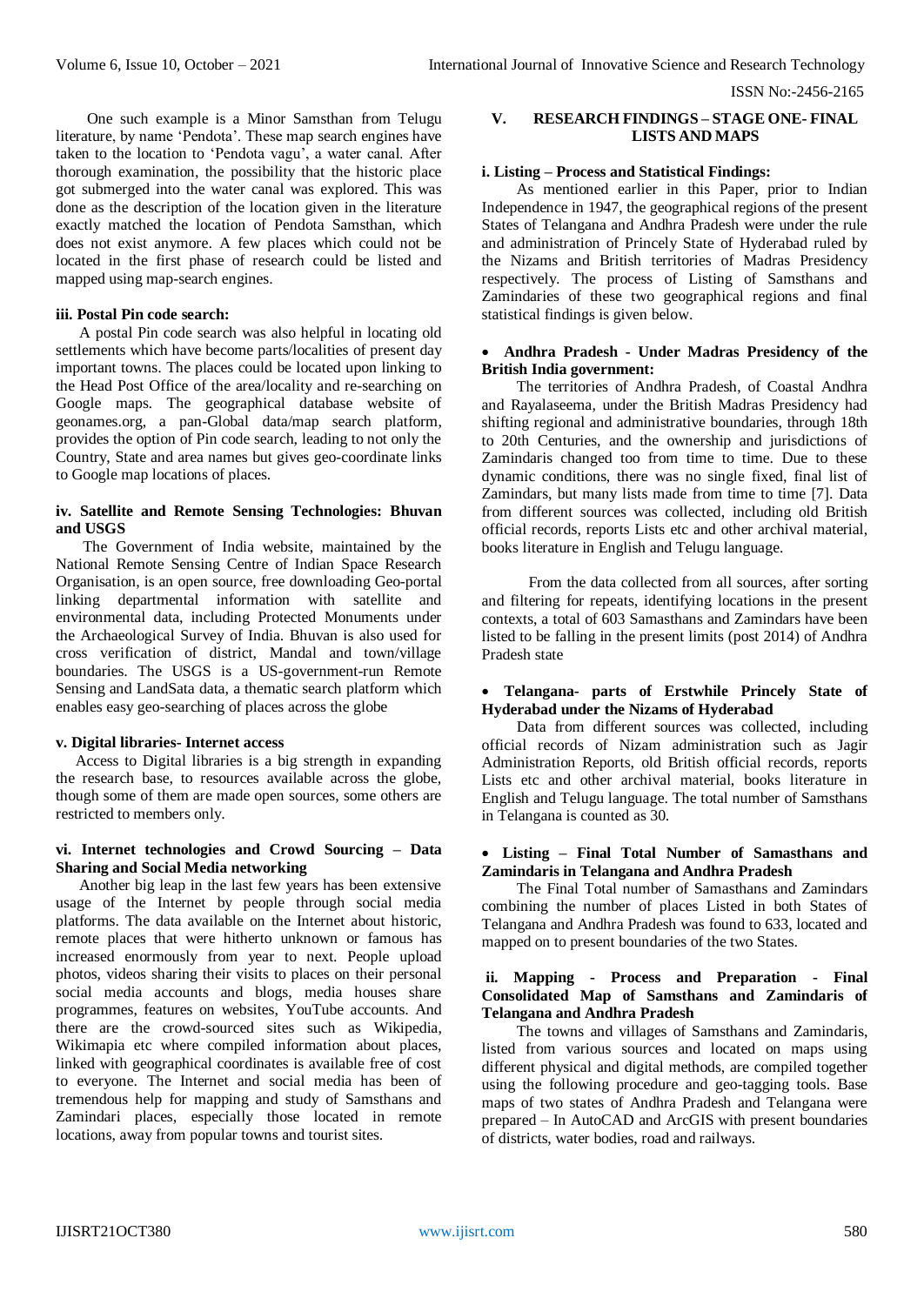One such example is a Minor Samsthan from Telugu literature, by name 'Pendota'. These map search engines have taken to the location to 'Pendota vagu', a water canal. After thorough examination, the possibility that the historic place got submerged into the water canal was explored. This was done as the description of the location given in the literature exactly matched the location of Pendota Samsthan, which does not exist anymore. A few places which could not be located in the first phase of research could be listed and mapped using map-search engines.

### iii. Postal Pin code search:

A postal Pin code search was also helpful in locating old settlements which have become parts/localities of present day important towns. The places could be located upon linking to the Head Post Office of the area/locality and re-searching on Google maps. The geographical database website of geonames.org, a pan-Global data/map search platform, provides the option of Pin code search, leading to not only the Country, State and area names but gives geo-coordinate links to Google map locations of places.

### iv. Satellite and Remote Sensing Technologies: Bhuvan and USGS

The Government of India website, maintained by the National Remote Sensing Centre of Indian Space Research Organisation, is an open source, free downloading Geo-portal linking departmental information with satellite and environmental data, including Protected Monuments under the Archaeological Survey of India. Bhuvan is also used for cross verification of district, Mandal and town/village boundaries. The USGS is a US-government-run Remote Sensing and LandSata data, a thematic search platform which enables easy geo-searching of places across the globe

### v. Digital libraries- Internet access

Access to Digital libraries is a big strength in expanding the research base, to resources available across the globe, though some of them are made open sources, some others are restricted to members only.

### vi. Internet technologies and Crowd Sourcing – Data Sharing and Social Media networking

Another big leap in the last few years has been extensive usage of the Internet by people through social media platforms. The data available on the Internet about historic, remote places that were hitherto unknown or famous has increased enormously from year to next. People upload photos, videos sharing their visits to places on their personal social media accounts and blogs, media houses share programmes, features on websites, YouTube accounts. And there are the crowd-sourced sites such as Wikipedia, Wikimapia etc where compiled information about places, linked with geographical coordinates is available free of cost to everyone. The Internet and social media has been of tremendous help for mapping and study of Samsthans and Zamindari places, especially those located in remote locations, away from popular towns and tourist sites.

## V. RESEARCH FINDINGS – STAGE ONE- FINAL LISTS AND MAPS

### i. Listing – Process and Statistical Findings:

As mentioned earlier in this Paper, prior to Indian Independence in 1947, the geographical regions of the present States of Telangana and Andhra Pradesh were under the rule and administration of Princely State of Hyderabad ruled by the Nizams and British territories of Madras Presidency respectively. The process of Listing of Samsthans and Zamindaries of these two geographical regions and final statistical findings is given below.

- **Andhra Pradesh - Under Madras Presidency of the British India government:**

The territories of Andhra Pradesh, of Coastal Andhra and Rayalaseema, under the British Madras Presidency had shifting regional and administrative boundaries, through 18th to 20th Centuries, and the ownership and jurisdictions of Zamindaris changed too from time to time. Due to these dynamic conditions, there was no single fixed, final list of Zamindars, but many lists made from time to time [7]. Data from different sources was collected, including old British official records, reports Lists etc and other archival material, books literature in English and Telugu language.

From the data collected from all sources, after sorting and filtering for repeats, identifying locations in the present contexts, a total of 603 Samasthans and Zamindars have been listed to be falling in the present limits (post 2014) of Andhra Pradesh state

- **Telangana- parts of Erstwhile Princely State of Hyderabad under the Nizams of Hyderabad**

Data from different sources was collected, including official records of Nizam administration such as Jagir Administration Reports, old British official records, reports Lists etc and other archival material, books literature in English and Telugu language. The total number of Samsthans in Telangana is counted as 30.

- **Listing – Final Total Number of Samasthans and Zamindaris in Telangana and Andhra Pradesh**

The Final Total number of Samasthans and Zamindars combining the number of places Listed in both States of Telangana and Andhra Pradesh was found to 633, located and mapped on to present boundaries of the two States.

### ii. Mapping - Process and Preparation - Final Consolidated Map of Samsthans and Zamindaris of Telangana and Andhra Pradesh

The towns and villages of Samsthans and Zamindaris, listed from various sources and located on maps using different physical and digital methods, are compiled together using the following procedure and geo-tagging tools. Base maps of two states of Andhra Pradesh and Telangana were prepared – In AutoCAD and ArcGIS with present boundaries of districts, water bodies, road and railways.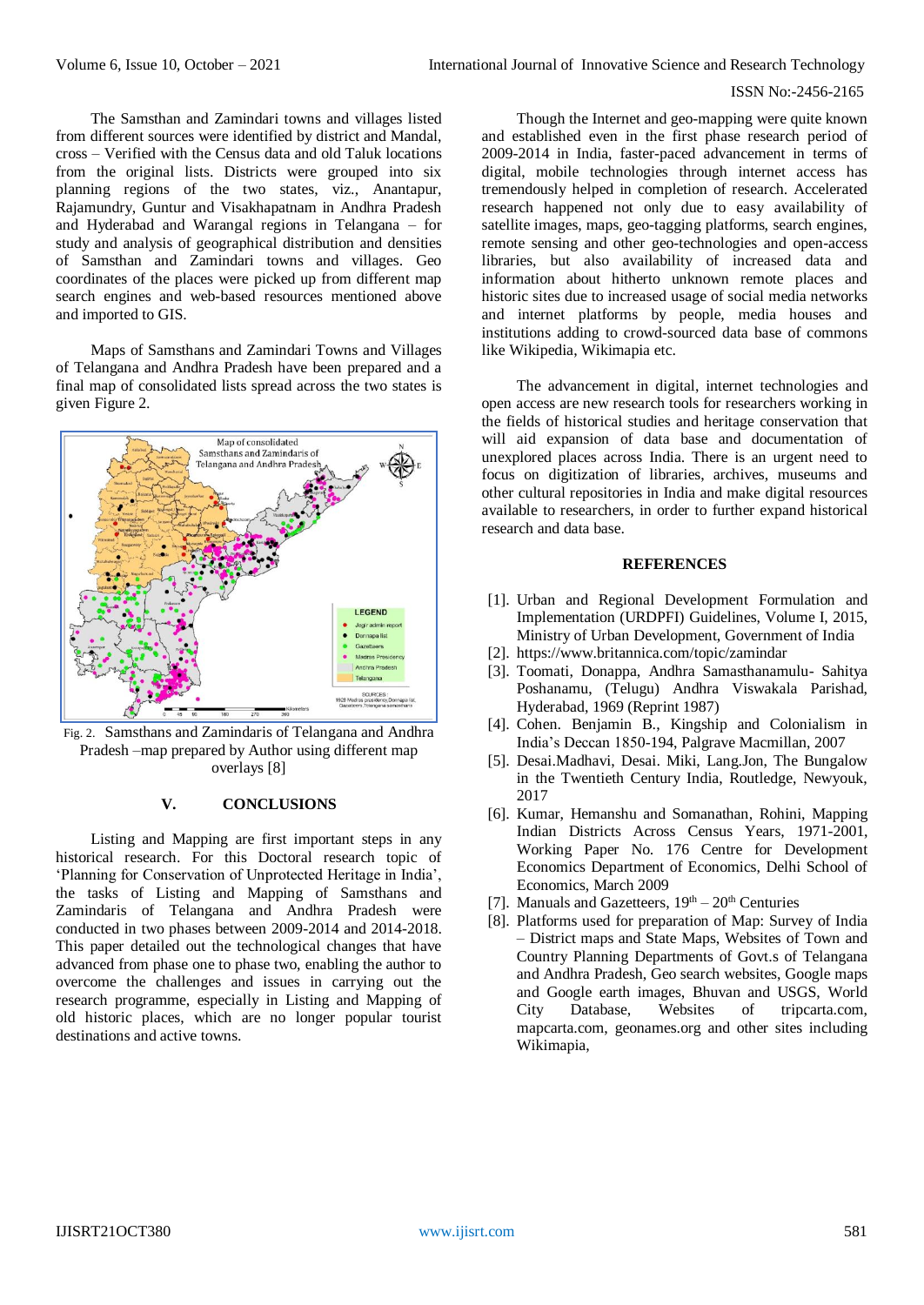The Samsthan and Zamindari towns and villages listed from different sources were identified by district and Mandal, cross – Verified with the Census data and old Taluk locations from the original lists. Districts were grouped into six planning regions of the two states, viz., Anantapur, Rajamundry, Guntur and Visakhapatnam in Andhra Pradesh and Hyderabad and Warangal regions in Telangana – for study and analysis of geographical distribution and densities of Samsthan and Zamindari towns and villages. Geo coordinates of the places were picked up from different map search engines and web-based resources mentioned above and imported to GIS.

Maps of Samsthans and Zamindari Towns and Villages of Telangana and Andhra Pradesh have been prepared and a final map of consolidated lists spread across the two states is given Figure 2.

Map of consolidated Samsthans and Zamindaris of Telangana and Andhra Pradesh

LEGEND
Jagir admin report
Donnapa list
Gazetteers
Madras Presidency
Andhra Pradesh
Telangana

SOURCES: 1928 Madras presidency, Donnapa list, Gazetteers, Telangana samsthans

0 45 90 180 270 360 Kilometers

Fig. 2. Samsthans and Zamindaris of Telangana and Andhra Pradesh –map prepared by Author using different map overlays [8]

## V. CONCLUSIONS

Listing and Mapping are first important steps in any historical research. For this Doctoral research topic of 'Planning for Conservation of Unprotected Heritage in India', the tasks of Listing and Mapping of Samsthans and Zamindaris of Telangana and Andhra Pradesh were conducted in two phases between 2009-2014 and 2014-2018. This paper detailed out the technological changes that have advanced from phase one to phase two, enabling the author to overcome the challenges and issues in carrying out the research programme, especially in Listing and Mapping of old historic places, which are no longer popular tourist destinations and active towns.

Though the Internet and geo-mapping were quite known and established even in the first phase research period of 2009-2014 in India, faster-paced advancement in terms of digital, mobile technologies through internet access has tremendously helped in completion of research. Accelerated research happened not only due to easy availability of satellite images, maps, geo-tagging platforms, search engines, remote sensing and other geo-technologies and open-access libraries, but also availability of increased data and information about hitherto unknown remote places and historic sites due to increased usage of social media networks and internet platforms by people, media houses and institutions adding to crowd-sourced data base of commons like Wikipedia, Wikimapia etc.

The advancement in digital, internet technologies and open access are new research tools for researchers working in the fields of historical studies and heritage conservation that will aid expansion of data base and documentation of unexplored places across India. There is an urgent need to focus on digitization of libraries, archives, museums and other cultural repositories in India and make digital resources available to researchers, in order to further expand historical research and data base.

## REFERENCES

[1]. Urban and Regional Development Formulation and Implementation (URDPFI) Guidelines, Volume I, 2015, Ministry of Urban Development, Government of India
[2]. https://www.britannica.com/topic/zamindar
[3]. Toomati, Donappa, Andhra Samasthanamulu- Sahitya Poshanamu, (Telugu) Andhra Viswakala Parishad, Hyderabad, 1969 (Reprint 1987)
[4]. Cohen. Benjamin B., Kingship and Colonialism in India's Deccan 1850-194, Palgrave Macmillan, 2007
[5]. Desai.Madhavi, Desai. Miki, Lang.Jon, The Bungalow in the Twentieth Century India, Routledge, Newyouk, 2017
[6]. Kumar, Hemanshu and Somanathan, Rohini, Mapping Indian Districts Across Census Years, 1971-2001, Working Paper No. 176 Centre for Development Economics Department of Economics, Delhi School of Economics, March 2009
[7]. Manuals and Gazetteers, 19th – 20th Centuries
[8]. Platforms used for preparation of Map: Survey of India – District maps and State Maps, Websites of Town and Country Planning Departments of Govt.s of Telangana and Andhra Pradesh, Geo search websites, Google maps and Google earth images, Bhuvan and USGS, World City Database, Websites of tripcarta.com, mapcarta.com, geonames.org and other sites including Wikimapia,